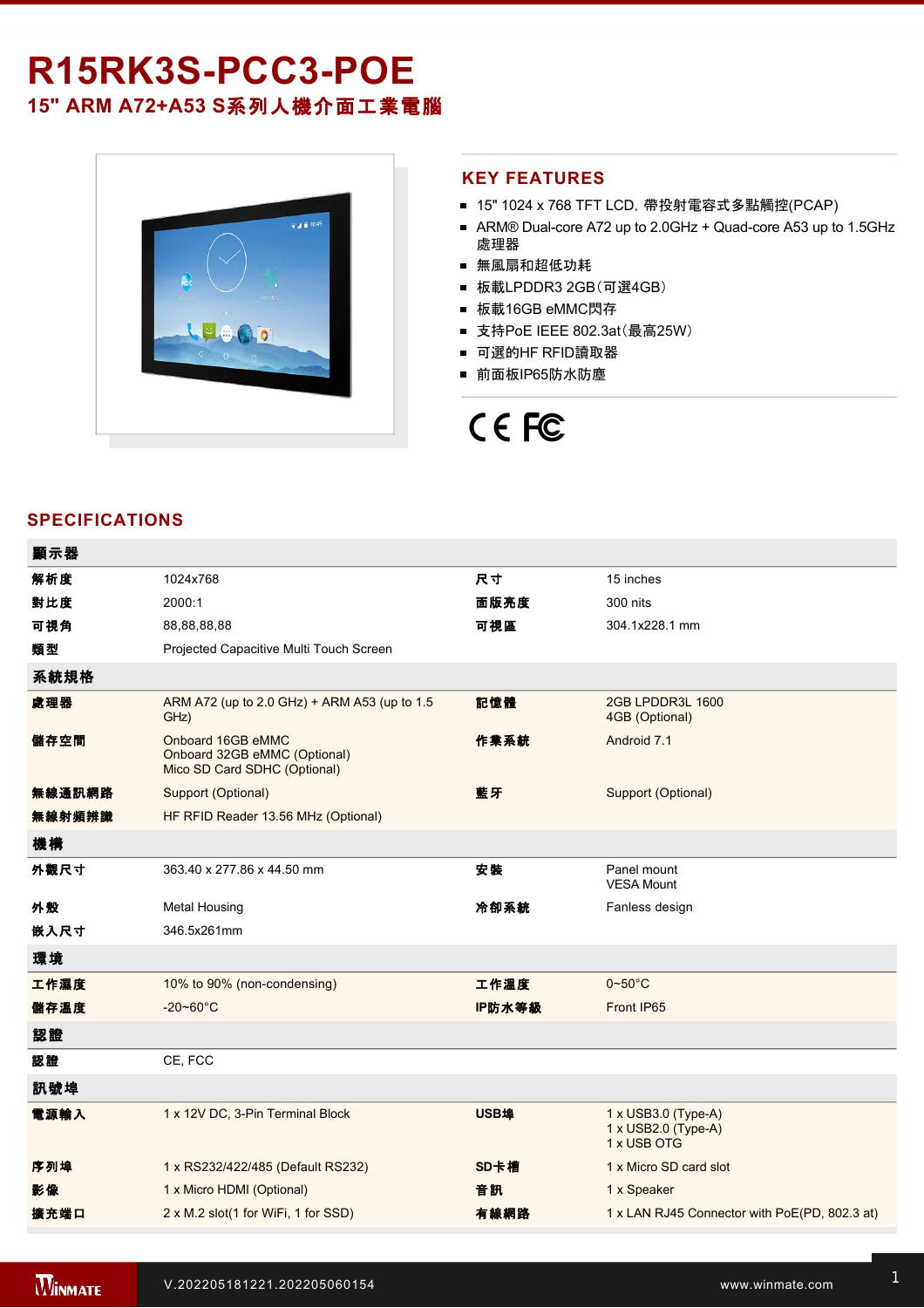# R15RK3S-PCC3-POE

## 15" ARM A72+A53 S系列人機介面工業電腦

## KEY FEATURES

- 15" 1024 x 768 TFT LCD, 帶投射電容式多點觸控(PCAP)
- ARM® Dual-core A72 up to 2.0GHz + Quad-core A53 up to 1.5GHz 處理器
- 無風扇和超低功耗
- 板載LPDDR3 2GB(可選4GB)
- 板載16GB eMMC閃存
- 支持PoE IEEE 802.3at(最高25W)
- 可選的HF RFID讀取器
- 前面板IP65防水防塵

CE FC

## SPECIFICATIONS

| 顯示器 | | | |
|---|---|---|---|
| 解析度 | 1024x768 | 尺寸 | 15 inches |
| 對比度 | 2000:1 | 面版亮度 | 300 nits |
| 可視角 | 88,88,88,88 | 可視區 | 304.1x228.1 mm |
| 類型 | Projected Capacitive Multi Touch Screen | | |
| **系統規格** | | | |
| 處理器 | ARM A72 (up to 2.0 GHz) + ARM A53 (up to 1.5 GHz) | 記憶體 | 2GB LPDDR3L 1600<br>4GB (Optional) |
| 儲存空間 | Onboard 16GB eMMC<br>Onboard 32GB eMMC (Optional)<br>Mico SD Card SDHC (Optional) | 作業系統 | Android 7.1 |
| 無線通訊網路 | Support (Optional) | 藍牙 | Support (Optional) |
| 無線射頻辨識 | HF RFID Reader 13.56 MHz (Optional) | | |
| **機構** | | | |
| 外觀尺寸 | 363.40 x 277.86 x 44.50 mm | 安裝 | Panel mount<br>VESA Mount |
| 外殼 | Metal Housing | 冷卻系統 | Fanless design |
| 嵌入尺寸 | 346.5x261mm | | |
| **環境** | | | |
| 工作濕度 | 10% to 90% (non-condensing) | 工作溫度 | 0~50°C |
| 儲存溫度 | -20~60°C | IP防水等級 | Front IP65 |
| **認證** | | | |
| 認證 | CE, FCC | | |
| **訊號埠** | | | |
| 電源輸入 | 1 x 12V DC, 3-Pin Terminal Block | USB埠 | 1 x USB3.0 (Type-A)<br>1 x USB2.0 (Type-A)<br>1 x USB OTG |
| 序列埠 | 1 x RS232/422/485 (Default RS232) | SD卡槽 | 1 x Micro SD card slot |
| 影像 | 1 x Micro HDMI (Optional) | 音訊 | 1 x Speaker |
| 擴充端口 | 2 x M.2 slot(1 for WiFi, 1 for SSD) | 有線網路 | 1 x LAN RJ45 Connector with PoE(PD, 802.3 at) |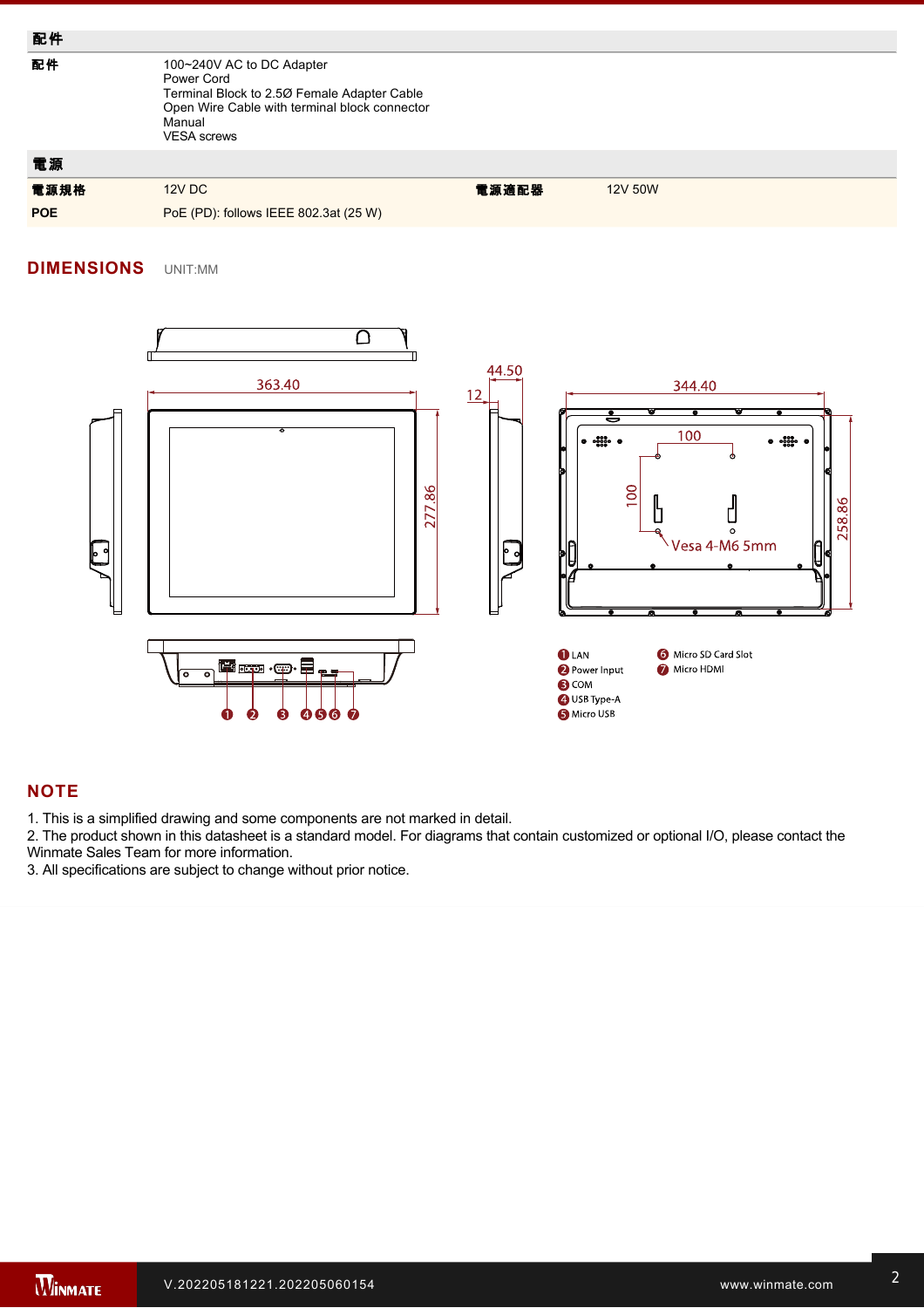## 配件

| | |
|---|---|
| 配件 | 100~240V AC to DC Adapter<br>Power Cord<br>Terminal Block to 2.5Ø Female Adapter Cable<br>Open Wire Cable with terminal block connector<br>Manual<br>VESA screws |

## 電源

| | | | |
|---|---|---|---|
| 電源規格 | 12V DC | 電源適配器 | 12V 50W |
| POE | PoE (PD): follows IEEE 802.3at (25 W) | | |

## DIMENSIONS UNIT:MM

363.40
277.86
44.50
12
344.40
100
100
Vesa 4-M6 5mm
258.86

1 LAN
2 Power Input
3 COM
4 USB Type-A
5 Micro USB
6 Micro SD Card Slot
7 Micro HDMI

## NOTE

1. This is a simplified drawing and some components are not marked in detail.
2. The product shown in this datasheet is a standard model. For diagrams that contain customized or optional I/O, please contact the Winmate Sales Team for more information.
3. All specifications are subject to change without prior notice.